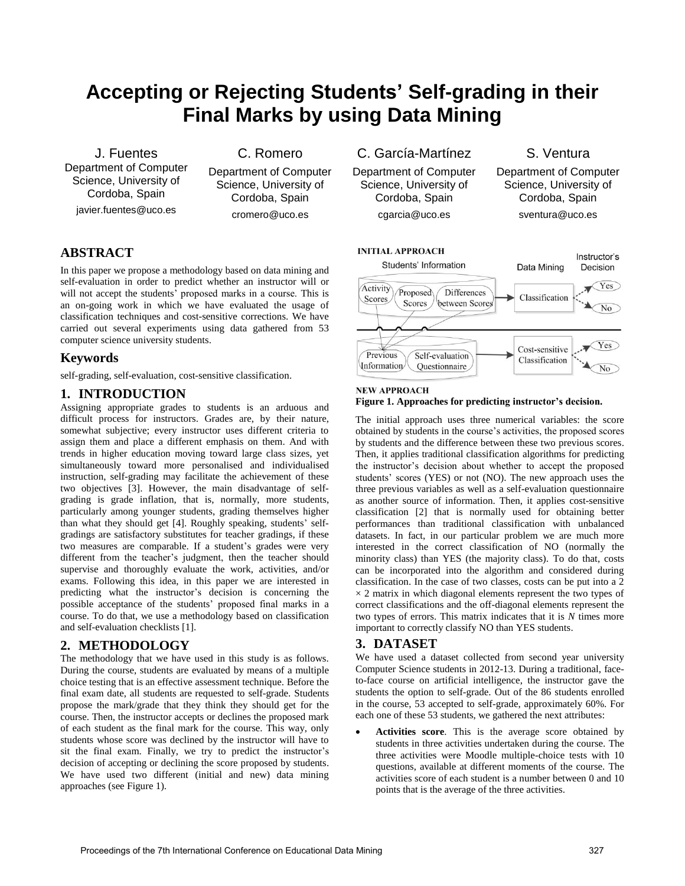# Accepting or Rejecting Students' Self-grading in their Final Marks by using Data Mining

J. Fuentes
Department of Computer Science, University of Cordoba, Spain
javier.fuentes@uco.es

C. Romero
Department of Computer Science, University of Cordoba, Spain
cromero@uco.es

C. García-Martínez
Department of Computer Science, University of Cordoba, Spain
cgarcia@uco.es

S. Ventura
Department of Computer Science, University of Cordoba, Spain
sventura@uco.es

## ABSTRACT

In this paper we propose a methodology based on data mining and self-evaluation in order to predict whether an instructor will or will not accept the students' proposed marks in a course. This is an on-going work in which we have evaluated the usage of classification techniques and cost-sensitive corrections. We have carried out several experiments using data gathered from 53 computer science university students.

## Keywords

self-grading, self-evaluation, cost-sensitive classification.

## 1. INTRODUCTION

Assigning appropriate grades to students is an arduous and difficult process for instructors. Grades are, by their nature, somewhat subjective; every instructor uses different criteria to assign them and place a different emphasis on them. And with trends in higher education moving toward large class sizes, yet simultaneously toward more personalised and individualised instruction, self-grading may facilitate the achievement of these two objectives [3]. However, the main disadvantage of self-grading is grade inflation, that is, normally, more students, particularly among younger students, grading themselves higher than what they should get [4]. Roughly speaking, students' self-gradings are satisfactory substitutes for teacher gradings, if these two measures are comparable. If a student's grades were very different from the teacher's judgment, then the teacher should supervise and thoroughly evaluate the work, activities, and/or exams. Following this idea, in this paper we are interested in predicting what the instructor's decision is concerning the possible acceptance of the students' proposed final marks in a course. To do that, we use a methodology based on classification and self-evaluation checklists [1].

## 2. METHODOLOGY

The methodology that we have used in this study is as follows. During the course, students are evaluated by means of a multiple choice testing that is an effective assessment technique. Before the final exam date, all students are requested to self-grade. Students propose the mark/grade that they think they should get for the course. Then, the instructor accepts or declines the proposed mark of each student as the final mark for the course. This way, only students whose score was declined by the instructor will have to sit the final exam. Finally, we try to predict the instructor's decision of accepting or declining the score proposed by students. We have used two different (initial and new) data mining approaches (see Figure 1).

**Figure 1. Approaches for predicting instructor's decision.**

The initial approach uses three numerical variables: the score obtained by students in the course's activities, the proposed scores by students and the difference between these two previous scores. Then, it applies traditional classification algorithms for predicting the instructor's decision about whether to accept the proposed students' scores (YES) or not (NO). The new approach uses the three previous variables as well as a self-evaluation questionnaire as another source of information. Then, it applies cost-sensitive classification [2] that is normally used for obtaining better performances than traditional classification with unbalanced datasets. In fact, in our particular problem we are much more interested in the correct classification of NO (normally the minority class) than YES (the majority class). To do that, costs can be incorporated into the algorithm and considered during classification. In the case of two classes, costs can be put into a $2 \times 2$ matrix in which diagonal elements represent the two types of correct classifications and the off-diagonal elements represent the two types of errors. This matrix indicates that it is $N$ times more important to correctly classify NO than YES students.

## 3. DATASET

We have used a dataset collected from second year university Computer Science students in 2012-13. During a traditional, face-to-face course on artificial intelligence, the instructor gave the students the option to self-grade. Out of the 86 students enrolled in the course, 53 accepted to self-grade, approximately 60%. For each one of these 53 students, we gathered the next attributes:

- **Activities score**. This is the average score obtained by students in three activities undertaken during the course. The three activities were Moodle multiple-choice tests with 10 questions, available at different moments of the course. The activities score of each student is a number between 0 and 10 points that is the average of the three activities.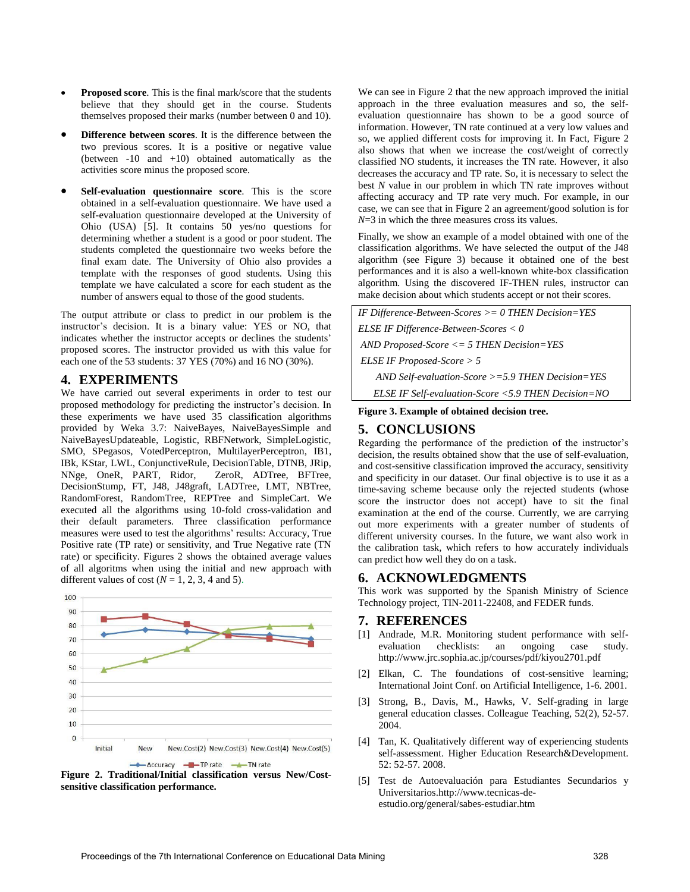- **Proposed score**. This is the final mark/score that the students believe that they should get in the course. Students themselves proposed their marks (number between 0 and 10).
- **Difference between scores**. It is the difference between the two previous scores. It is a positive or negative value (between -10 and +10) obtained automatically as the activities score minus the proposed score.
- **Self-evaluation questionnaire score**. This is the score obtained in a self-evaluation questionnaire. We have used a self-evaluation questionnaire developed at the University of Ohio (USA) [5]. It contains 50 yes/no questions for determining whether a student is a good or poor student. The students completed the questionnaire two weeks before the final exam date. The University of Ohio also provides a template with the responses of good students. Using this template we have calculated a score for each student as the number of answers equal to those of the good students.

The output attribute or class to predict in our problem is the instructor's decision. It is a binary value: YES or NO, that indicates whether the instructor accepts or declines the students' proposed scores. The instructor provided us with this value for each one of the 53 students: 37 YES (70%) and 16 NO (30%).

## 4. EXPERIMENTS

We have carried out several experiments in order to test our proposed methodology for predicting the instructor's decision. In these experiments we have used 35 classification algorithms provided by Weka 3.7: NaiveBayes, NaiveBayesSimple and NaiveBayesUpdateable, Logistic, RBFNetwork, SimpleLogistic, SMO, SPegasos, VotedPerceptron, MultilayerPerceptron, IB1, IBk, KStar, LWL, ConjunctiveRule, DecisionTable, DTNB, JRip, NNge, OneR, PART, Ridor, ZeroR, ADTree, BFTree, DecisionStump, FT, J48, J48graft, LADTree, LMT, NBTree, RandomForest, RandomTree, REPTree and SimpleCart. We executed all the algorithms using 10-fold cross-validation and their default parameters. Three classification performance measures were used to test the algorithms' results: Accuracy, True Positive rate (TP rate) or sensitivity, and True Negative rate (TN rate) or specificity. Figures 2 shows the obtained average values of all algoritms when using the initial and new approach with different values of cost ($N$ = 1, 2, 3, 4 and 5).

100
90
80
70
60
50
40
30
20
10
0
Initial
New
New.Cost(2)
New.Cost(3)
New.Cost(4)
New.Cost(5)
Accuracy
TP rate
TN rate

**Figure 2. Traditional/Initial classification versus New/Cost-sensitive classification performance.**

We can see in Figure 2 that the new approach improved the initial approach in the three evaluation measures and so, the self-evaluation questionnaire has shown to be a good source of information. However, TN rate continued at a very low values and so, we applied different costs for improving it. In Fact, Figure 2 also shows that when we increase the cost/weight of correctly classified NO students, it increases the TN rate. However, it also decreases the accuracy and TP rate. So, it is necessary to select the best $N$ value in our problem in which TN rate improves without affecting accuracy and TP rate very much. For example, in our case, we can see that in Figure 2 an agreement/good solution is for $N$=3 in which the three measures cross its values.

Finally, we show an example of a model obtained with one of the classification algorithms. We have selected the output of the J48 algorithm (see Figure 3) because it obtained one of the best performances and it is also a well-known white-box classification algorithm. Using the discovered IF-THEN rules, instructor can make decision about which students accept or not their scores.

*IF Difference-Between-Scores >= 0 THEN Decision=YES*
*ELSE IF Difference-Between-Scores < 0*
*AND Proposed-Score <= 5 THEN Decision=YES*
*ELSE IF Proposed-Score > 5*
*AND Self-evaluation-Score >=5.9 THEN Decision=YES*
*ELSE IF Self-evaluation-Score <5.9 THEN Decision=NO*

**Figure 3. Example of obtained decision tree.**

## 5. CONCLUSIONS

Regarding the performance of the prediction of the instructor's decision, the results obtained show that the use of self-evaluation, and cost-sensitive classification improved the accuracy, sensitivity and specificity in our dataset. Our final objective is to use it as a time-saving scheme because only the rejected students (whose score the instructor does not accept) have to sit the final examination at the end of the course. Currently, we are carrying out more experiments with a greater number of students of different university courses. In the future, we want also work in the calibration task, which refers to how accurately individuals can predict how well they do on a task.

## 6. ACKNOWLEDGMENTS

This work was supported by the Spanish Ministry of Science Technology project, TIN-2011-22408, and FEDER funds.

## 7. REFERENCES

[1] Andrade, M.R. Monitoring student performance with self-evaluation checklists: an ongoing case study. http://www.jrc.sophia.ac.jp/courses/pdf/kiyou2701.pdf

[2] Elkan, C. The foundations of cost-sensitive learning; International Joint Conf. on Artificial Intelligence, 1-6. 2001.

[3] Strong, B., Davis, M., Hawks, V. Self-grading in large general education classes. Colleague Teaching, 52(2), 52-57. 2004.

[4] Tan, K. Qualitatively different way of experiencing students self-assessment. Higher Education Research&Development. 52: 52-57. 2008.

[5] Test de Autoevaluación para Estudiantes Secundarios y Universitarios.http://www.tecnicas-de-estudio.org/general/sabes-estudiar.htm